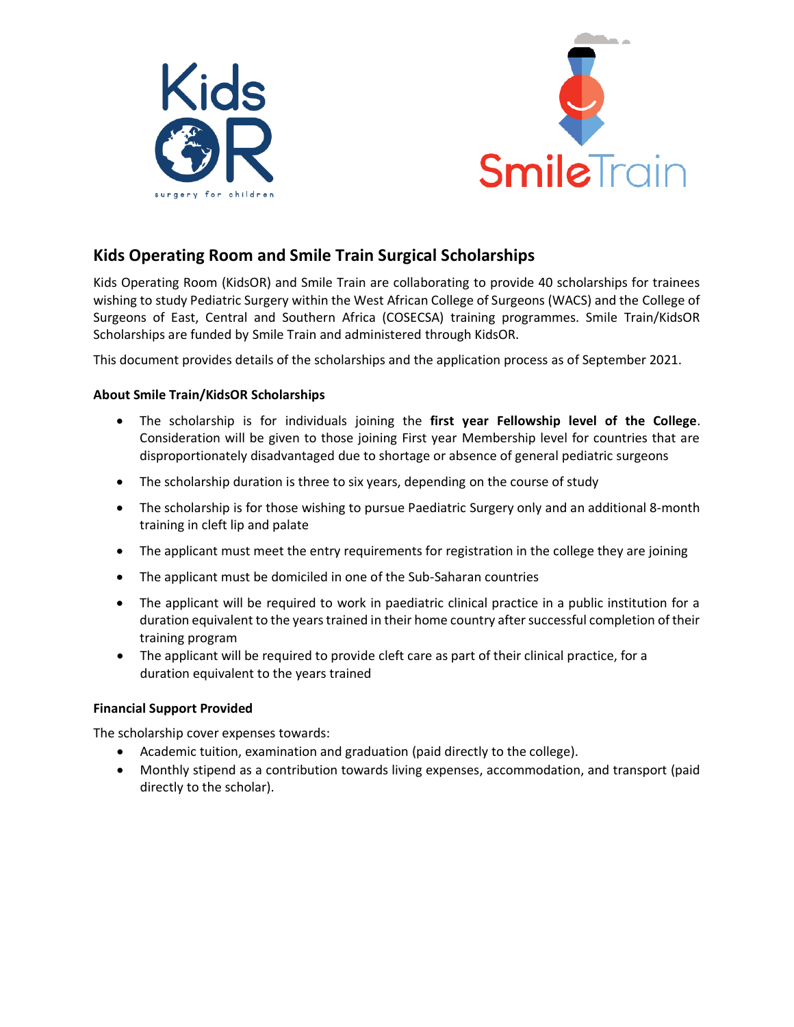## Kids Operating Room and Smile Train Surgical Scholarships

Kids Operating Room (KidsOR) and Smile Train are collaborating to provide 40 scholarships for trainees wishing to study Pediatric Surgery within the West African College of Surgeons (WACS) and the College of Surgeons of East, Central and Southern Africa (COSECSA) training programmes. Smile Train/KidsOR Scholarships are funded by Smile Train and administered through KidsOR.

This document provides details of the scholarships and the application process as of September 2021.

### About Smile Train/KidsOR Scholarships

- The scholarship is for individuals joining the **first year Fellowship level of the College**. Consideration will be given to those joining First year Membership level for countries that are disproportionately disadvantaged due to shortage or absence of general pediatric surgeons
- The scholarship duration is three to six years, depending on the course of study
- The scholarship is for those wishing to pursue Paediatric Surgery only and an additional 8-month training in cleft lip and palate
- The applicant must meet the entry requirements for registration in the college they are joining
- The applicant must be domiciled in one of the Sub-Saharan countries
- The applicant will be required to work in paediatric clinical practice in a public institution for a duration equivalent to the years trained in their home country after successful completion of their training program
- The applicant will be required to provide cleft care as part of their clinical practice, for a duration equivalent to the years trained

### Financial Support Provided

The scholarship cover expenses towards:

- Academic tuition, examination and graduation (paid directly to the college).
- Monthly stipend as a contribution towards living expenses, accommodation, and transport (paid directly to the scholar).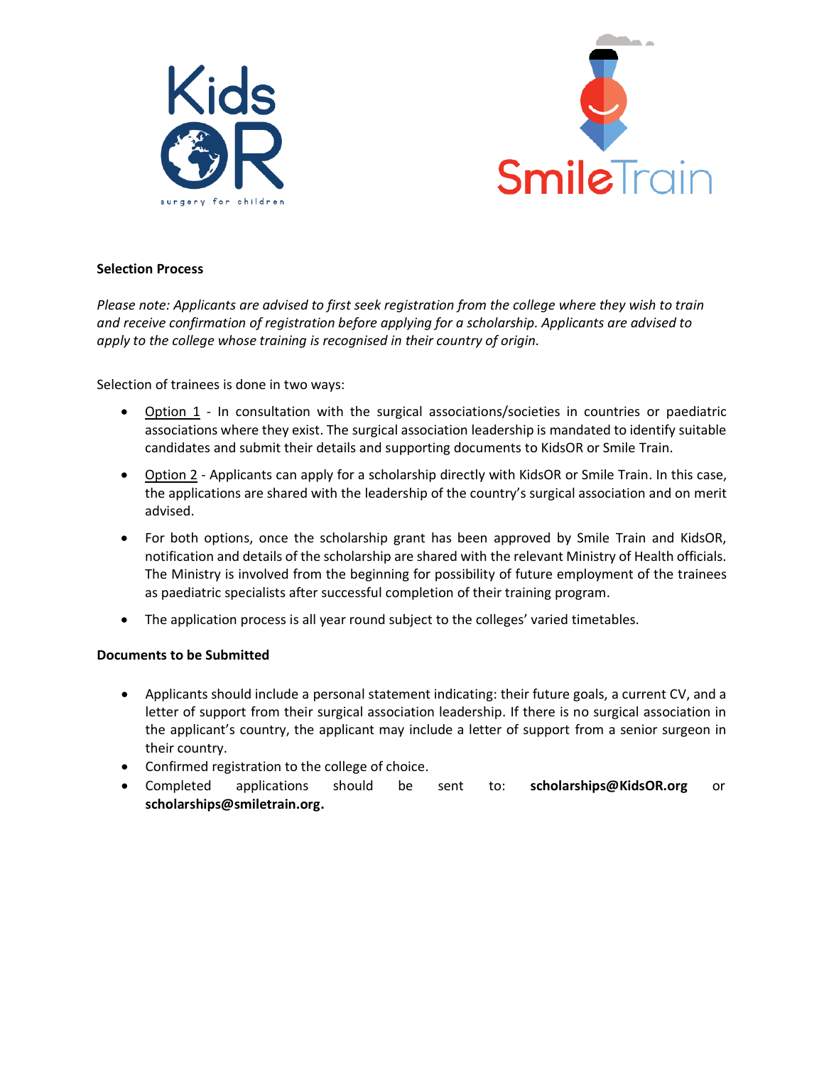**Selection Process**

*Please note: Applicants are advised to first seek registration from the college where they wish to train and receive confirmation of registration before applying for a scholarship. Applicants are advised to apply to the college whose training is recognised in their country of origin.*

Selection of trainees is done in two ways:

- Option 1 - In consultation with the surgical associations/societies in countries or paediatric associations where they exist. The surgical association leadership is mandated to identify suitable candidates and submit their details and supporting documents to KidsOR or Smile Train.
- Option 2 - Applicants can apply for a scholarship directly with KidsOR or Smile Train. In this case, the applications are shared with the leadership of the country's surgical association and on merit advised.
- For both options, once the scholarship grant has been approved by Smile Train and KidsOR, notification and details of the scholarship are shared with the relevant Ministry of Health officials. The Ministry is involved from the beginning for possibility of future employment of the trainees as paediatric specialists after successful completion of their training program.
- The application process is all year round subject to the colleges' varied timetables.

**Documents to be Submitted**

- Applicants should include a personal statement indicating: their future goals, a current CV, and a letter of support from their surgical association leadership. If there is no surgical association in the applicant's country, the applicant may include a letter of support from a senior surgeon in their country.
- Confirmed registration to the college of choice.
- Completed applications should be sent to: **scholarships@KidsOR.org** or **scholarships@smiletrain.org.**